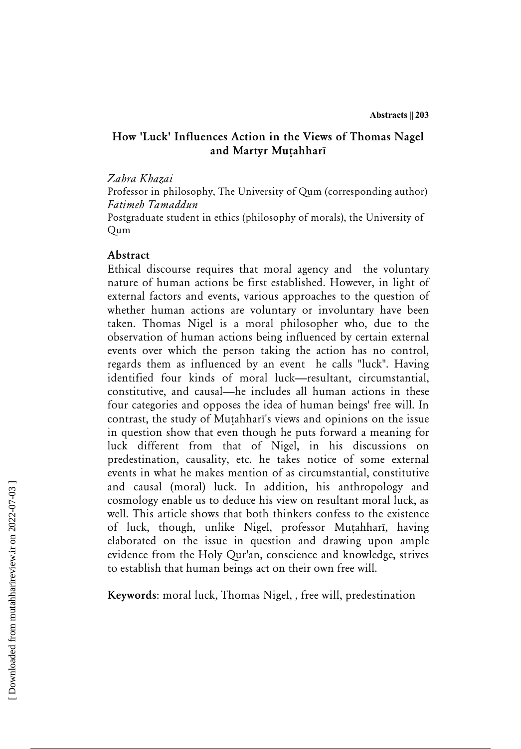# How 'Luck' Influences Action in the Views of Thomas Nagel and Martyr Muṭahharī

*Zahrā Khazāi*

Professor in philosophy, The University of Qum (corresponding author)

*Fātimeh Tamaddun*

Postgraduate student in ethics (philosophy of morals), the University of Qum

## Abstract

Ethical discourse requires that moral agency and the voluntary nature of human actions be first established. However, in light of external factors and events, various approaches to the question of whether human actions are voluntary or involuntary have been taken. Thomas Nigel is a moral philosopher who, due to the observation of human actions being influenced by certain external events over which the person taking the action has no control, regards them as influenced by an event he calls "luck". Having identified four kinds of moral luck—resultant, circumstantial, constitutive, and causal—he includes all human actions in these four categories and opposes the idea of human beings' free will. In contrast, the study of Muṭahharī's views and opinions on the issue in question show that even though he puts forward a meaning for luck different from that of Nigel, in his discussions on predestination, causality, etc. he takes notice of some external events in what he makes mention of as circumstantial, constitutive and causal (moral) luck. In addition, his anthropology and cosmology enable us to deduce his view on resultant moral luck, as well. This article shows that both thinkers confess to the existence of luck, though, unlike Nigel, professor Muṭahharī, having elaborated on the issue in question and drawing upon ample evidence from the Holy Qur'an, conscience and knowledge, strives to establish that human beings act on their own free will.

**Keywords**: moral luck, Thomas Nigel, , free will, predestination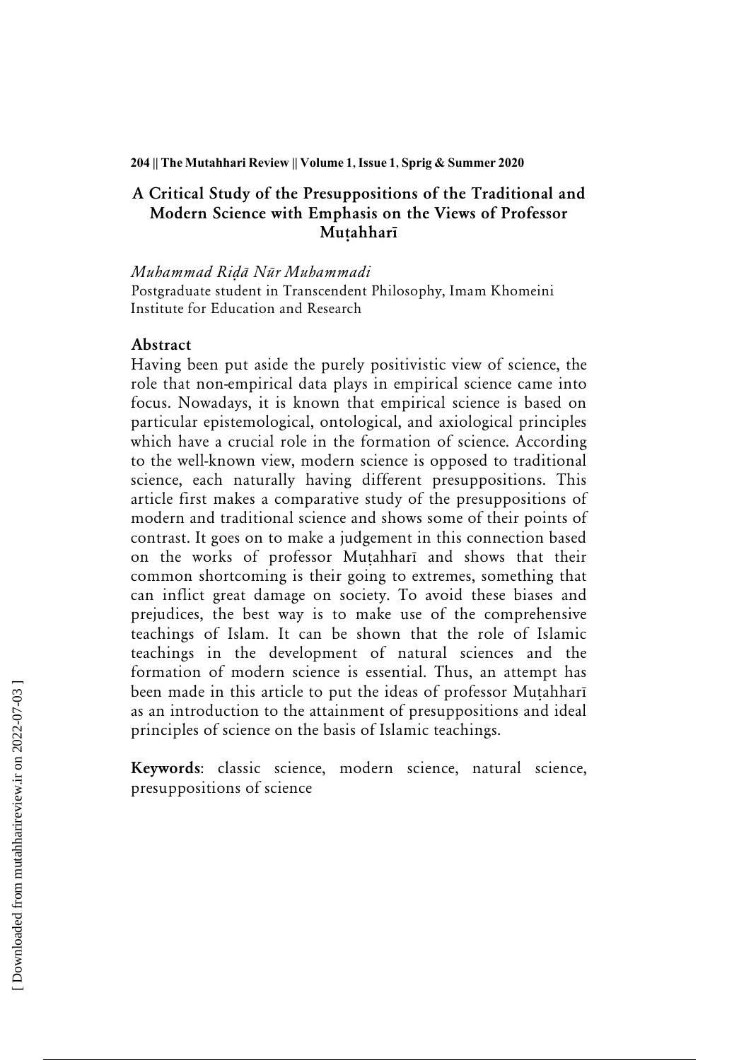## A Critical Study of the Presuppositions of the Traditional and Modern Science with Emphasis on the Views of Professor Muṭahharī

*Muhammad Riḍā Nūr Muhammadi*

Postgraduate student in Transcendent Philosophy, Imam Khomeini Institute for Education and Research

### Abstract

Having been put aside the purely positivistic view of science, the role that non-empirical data plays in empirical science came into focus. Nowadays, it is known that empirical science is based on particular epistemological, ontological, and axiological principles which have a crucial role in the formation of science. According to the well-known view, modern science is opposed to traditional science, each naturally having different presuppositions. This article first makes a comparative study of the presuppositions of modern and traditional science and shows some of their points of contrast. It goes on to make a judgement in this connection based on the works of professor Muṭahharī and shows that their common shortcoming is their going to extremes, something that can inflict great damage on society. To avoid these biases and prejudices, the best way is to make use of the comprehensive teachings of Islam. It can be shown that the role of Islamic teachings in the development of natural sciences and the formation of modern science is essential. Thus, an attempt has been made in this article to put the ideas of professor Muṭahharī as an introduction to the attainment of presuppositions and ideal principles of science on the basis of Islamic teachings.

**Keywords**: classic science, modern science, natural science, presuppositions of science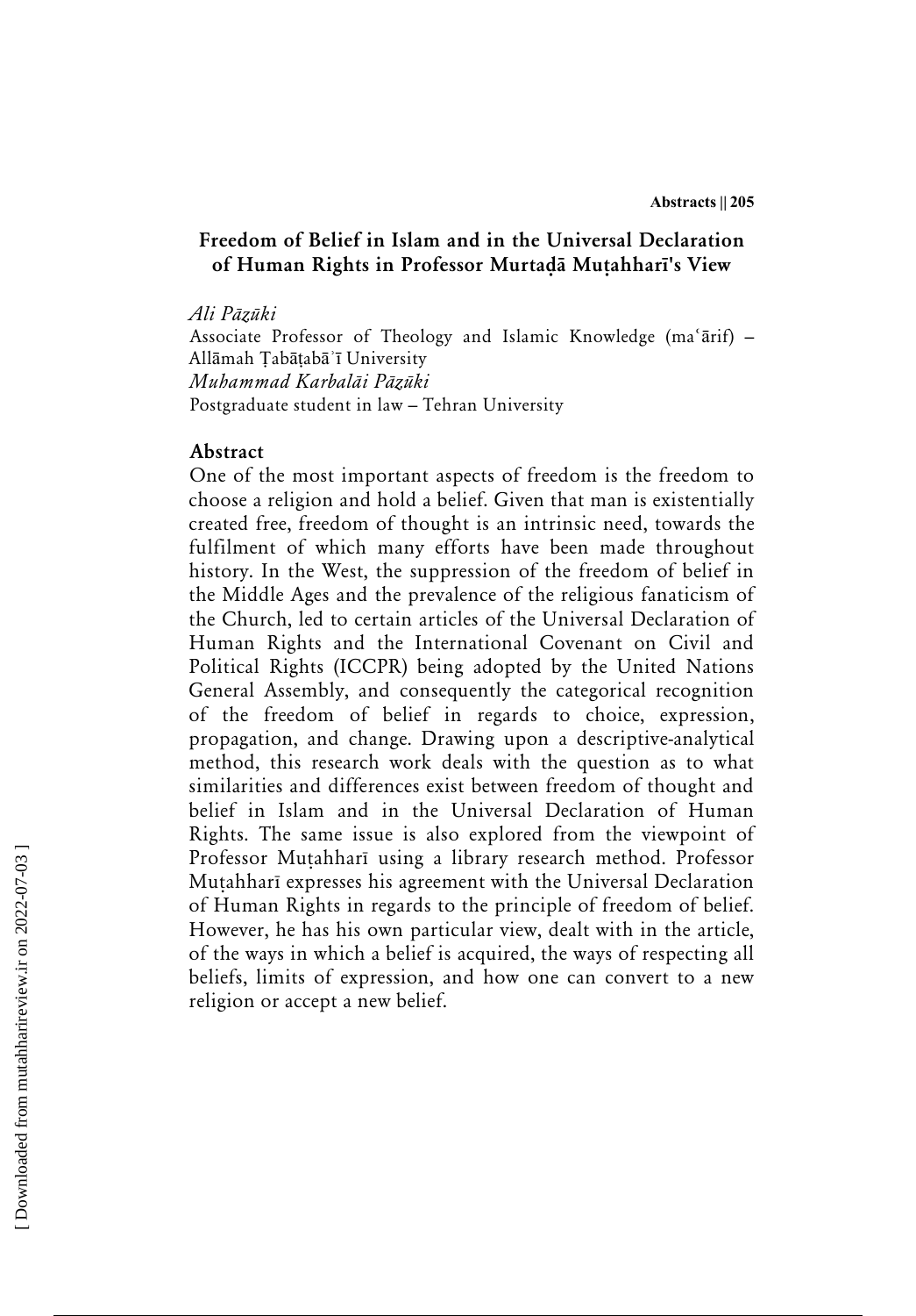## Freedom of Belief in Islam and in the Universal Declaration of Human Rights in Professor Murtaḍā Muṭahharī's View

*Ali Pāzūki*

Associate Professor of Theology and Islamic Knowledge (maʿārif) – Allāmah Ṭabāṭabāʾī University

*Muhammad Karbalāi Pāzūki*

Postgraduate student in law – Tehran University

### Abstract

One of the most important aspects of freedom is the freedom to choose a religion and hold a belief. Given that man is existentially created free, freedom of thought is an intrinsic need, towards the fulfilment of which many efforts have been made throughout history. In the West, the suppression of the freedom of belief in the Middle Ages and the prevalence of the religious fanaticism of the Church, led to certain articles of the Universal Declaration of Human Rights and the International Covenant on Civil and Political Rights (ICCPR) being adopted by the United Nations General Assembly, and consequently the categorical recognition of the freedom of belief in regards to choice, expression, propagation, and change. Drawing upon a descriptive-analytical method, this research work deals with the question as to what similarities and differences exist between freedom of thought and belief in Islam and in the Universal Declaration of Human Rights. The same issue is also explored from the viewpoint of Professor Muṭahharī using a library research method. Professor Muṭahharī expresses his agreement with the Universal Declaration of Human Rights in regards to the principle of freedom of belief. However, he has his own particular view, dealt with in the article, of the ways in which a belief is acquired, the ways of respecting all beliefs, limits of expression, and how one can convert to a new religion or accept a new belief.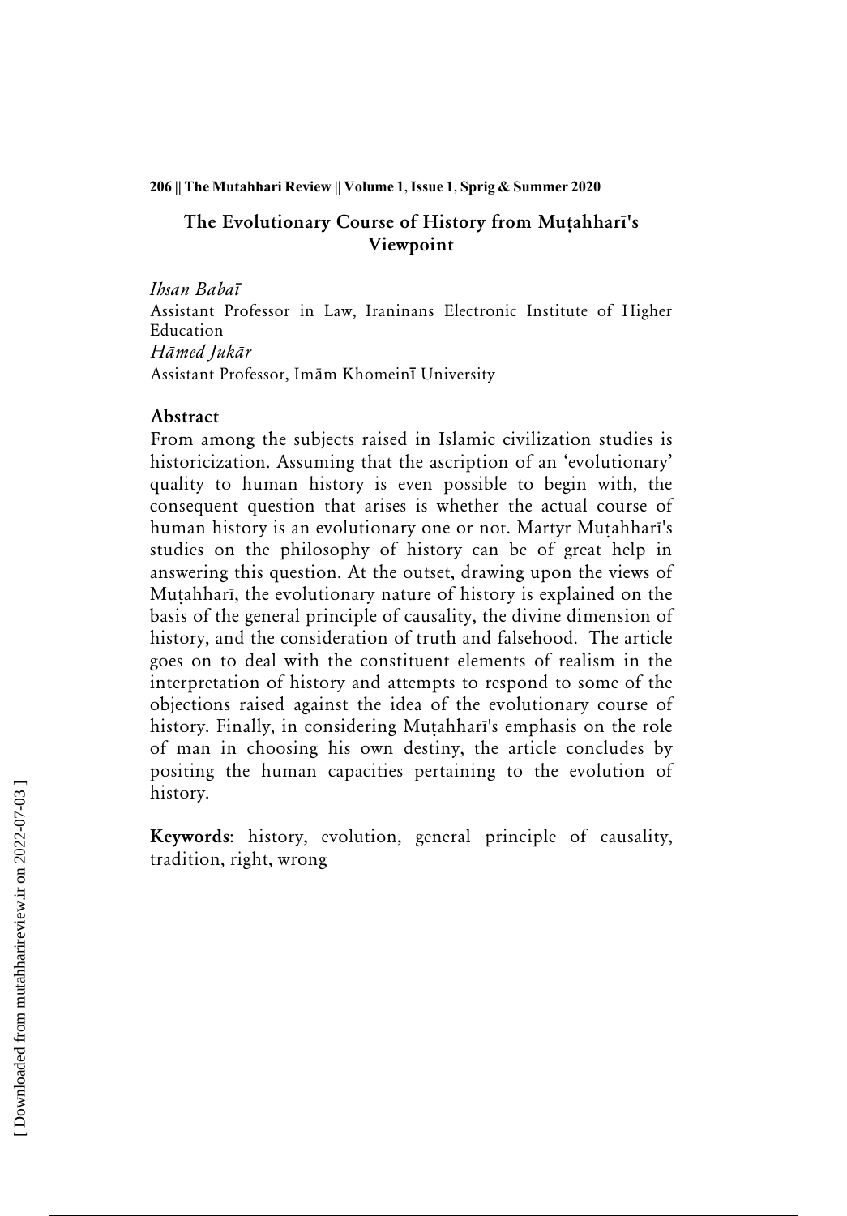## The Evolutionary Course of History from Muṭahharī's Viewpoint

*Ihsān Bābāī*
Assistant Professor in Law, Iraninans Electronic Institute of Higher Education
*Hāmed Jukār*
Assistant Professor, Imām Khomeinī University

### Abstract

From among the subjects raised in Islamic civilization studies is historicization. Assuming that the ascription of an 'evolutionary' quality to human history is even possible to begin with, the consequent question that arises is whether the actual course of human history is an evolutionary one or not. Martyr Muṭahharī's studies on the philosophy of history can be of great help in answering this question. At the outset, drawing upon the views of Muṭahharī, the evolutionary nature of history is explained on the basis of the general principle of causality, the divine dimension of history, and the consideration of truth and falsehood. The article goes on to deal with the constituent elements of realism in the interpretation of history and attempts to respond to some of the objections raised against the idea of the evolutionary course of history. Finally, in considering Muṭahharī's emphasis on the role of man in choosing his own destiny, the article concludes by positing the human capacities pertaining to the evolution of history.

**Keywords**: history, evolution, general principle of causality, tradition, right, wrong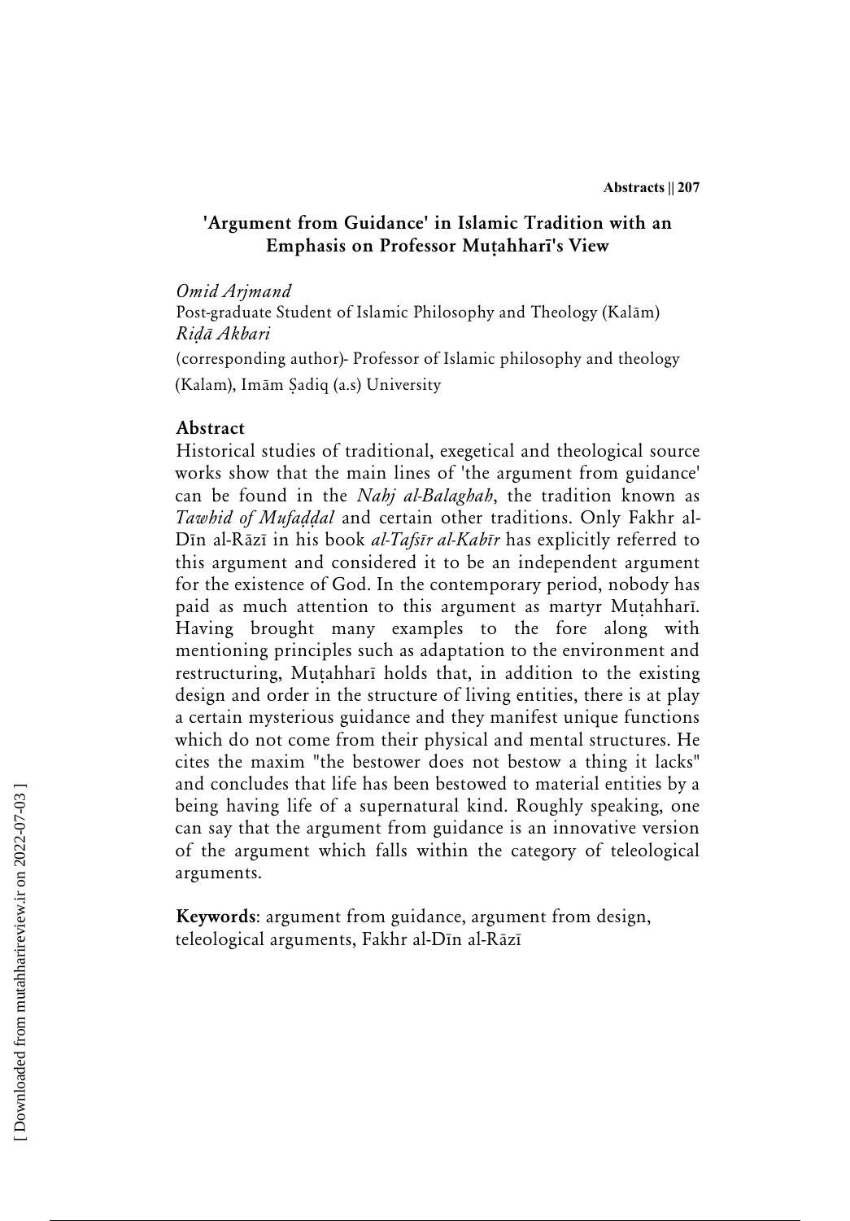## 'Argument from Guidance' in Islamic Tradition with an Emphasis on Professor Muṭahharī's View

*Omid Arjmand*

Post-graduate Student of Islamic Philosophy and Theology (Kalām)

*Riḍā Akbari*

(corresponding author)- Professor of Islamic philosophy and theology (Kalam), Imām Ṣadiq (a.s) University

### Abstract

Historical studies of traditional, exegetical and theological source works show that the main lines of 'the argument from guidance' can be found in the *Nahj al-Balaghah*, the tradition known as *Tawhid of Mufaḍḍal* and certain other traditions. Only Fakhr al-Dīn al-Rāzī in his book *al-Tafsīr al-Kabīr* has explicitly referred to this argument and considered it to be an independent argument for the existence of God. In the contemporary period, nobody has paid as much attention to this argument as martyr Muṭahharī. Having brought many examples to the fore along with mentioning principles such as adaptation to the environment and restructuring, Muṭahharī holds that, in addition to the existing design and order in the structure of living entities, there is at play a certain mysterious guidance and they manifest unique functions which do not come from their physical and mental structures. He cites the maxim "the bestower does not bestow a thing it lacks" and concludes that life has been bestowed to material entities by a being having life of a supernatural kind. Roughly speaking, one can say that the argument from guidance is an innovative version of the argument which falls within the category of teleological arguments.

**Keywords**: argument from guidance, argument from design, teleological arguments, Fakhr al-Dīn al-Rāzī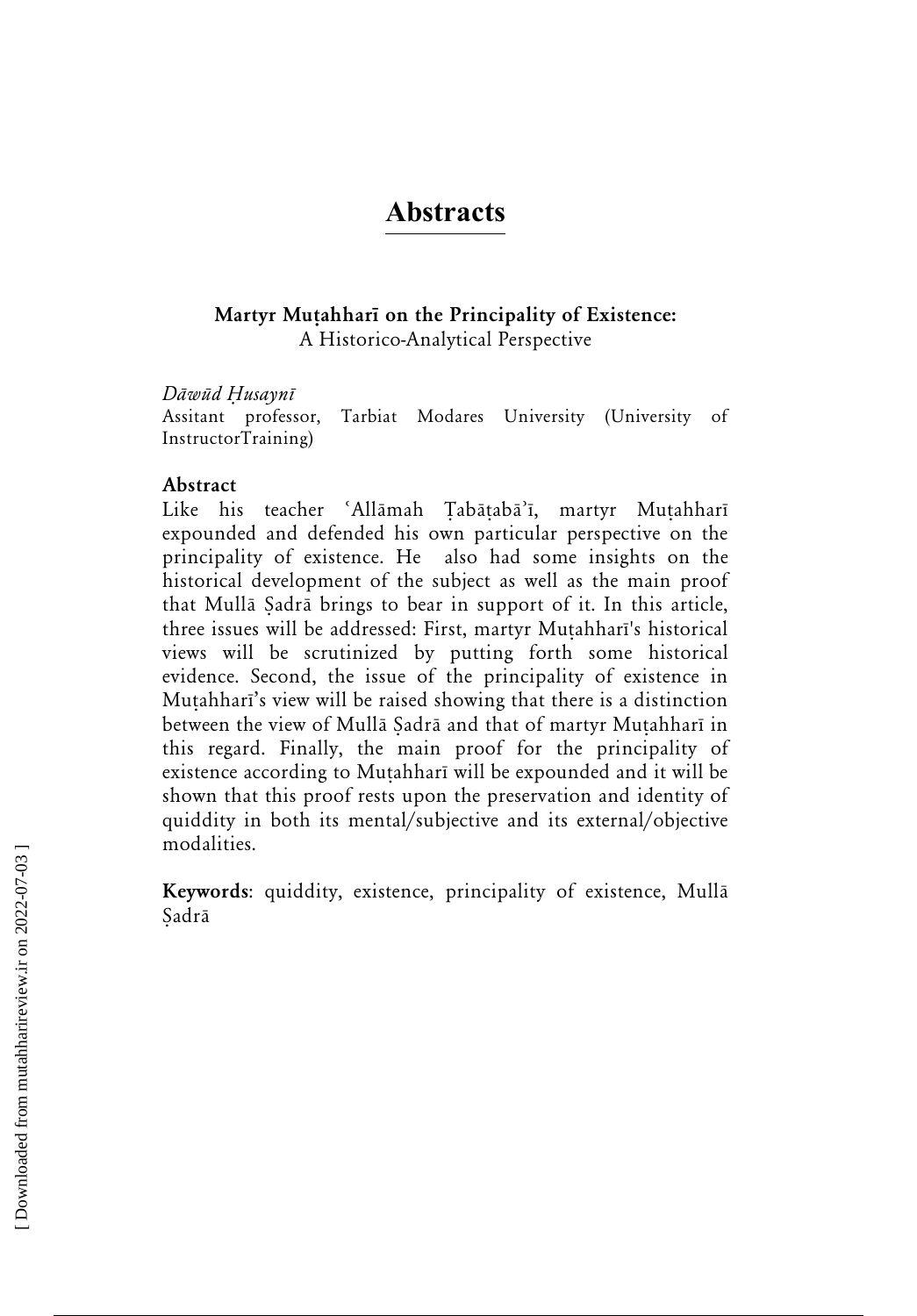# Abstracts

### **Martyr Muṭahharī on the Principality of Existence:**
A Historico-Analytical Perspective

*Dāwūd Ḥusaynī*
Assitant professor, Tarbiat Modares University (University of InstructorTraining)

**Abstract**

Like his teacher ʿAllāmah Ṭabāṭabā'ī, martyr Muṭahharī expounded and defended his own particular perspective on the principality of existence. He also had some insights on the historical development of the subject as well as the main proof that Mullā Ṣadrā brings to bear in support of it. In this article, three issues will be addressed: First, martyr Muṭahharī's historical views will be scrutinized by putting forth some historical evidence. Second, the issue of the principality of existence in Muṭahharī's view will be raised showing that there is a distinction between the view of Mullā Ṣadrā and that of martyr Muṭahharī in this regard. Finally, the main proof for the principality of existence according to Muṭahharī will be expounded and it will be shown that this proof rests upon the preservation and identity of quiddity in both its mental/subjective and its external/objective modalities.

**Keywords**: quiddity, existence, principality of existence, Mullā Ṣadrā